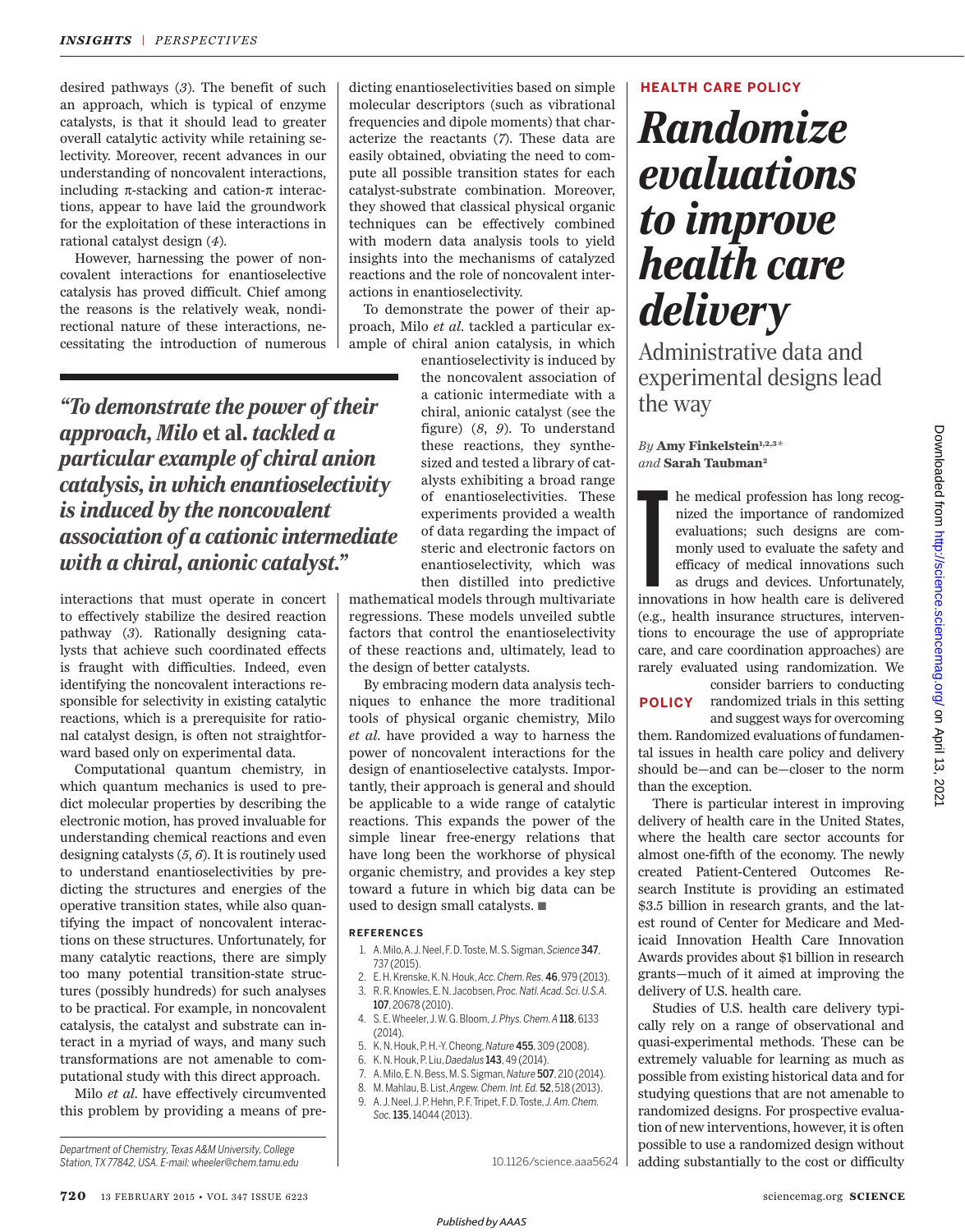desired pathways (*3*). The benefit of such an approach, which is typical of enzyme catalysts, is that it should lead to greater overall catalytic activity while retaining selectivity. Moreover, recent advances in our understanding of noncovalent interactions, including π-stacking and cation-π interactions, appear to have laid the groundwork for the exploitation of these interactions in rational catalyst design (*4*).

However, harnessing the power of noncovalent interactions for enantioselective catalysis has proved difficult. Chief among the reasons is the relatively weak, nondirectional nature of these interactions, necessitating the introduction of numerous interactions that must operate in concert to effectively stabilize the desired reaction pathway (*3*). Rationally designing catalysts that achieve such coordinated effects is fraught with difficulties. Indeed, even identifying the noncovalent interactions responsible for selectivity in existing catalytic reactions, which is a prerequisite for rational catalyst design, is often not straightforward based only on experimental data.

Computational quantum chemistry, in which quantum mechanics is used to predict molecular properties by describing the electronic motion, has proved invaluable for understanding chemical reactions and even designing catalysts (*5*, *6*). It is routinely used to understand enantioselectivities by predicting the structures and energies of the operative transition states, while also quantifying the impact of noncovalent interactions on these structures. Unfortunately, for many catalytic reactions, there are simply too many potential transition-state structures (possibly hundreds) for such analyses to be practical. For example, in noncovalent catalysis, the catalyst and substrate can interact in a myriad of ways, and many such transformations are not amenable to computational study with this direct approach.

Milo *et al*. have effectively circumvented this problem by providing a means of predicting enantioselectivities based on simple molecular descriptors (such as vibrational frequencies and dipole moments) that characterize the reactants (*7*). These data are easily obtained, obviating the need to compute all possible transition states for each catalyst-substrate combination. Moreover, they showed that classical physical organic techniques can be effectively combined with modern data analysis tools to yield insights into the mechanisms of catalyzed reactions and the role of noncovalent interactions in enantioselectivity.

To demonstrate the power of their approach, Milo *et al*. tackled a particular example of chiral anion catalysis, in which enantioselectivity is induced by the noncovalent association of a cationic intermediate with a chiral, anionic catalyst (see the figure) (*8*, *9*). To understand these reactions, they synthesized and tested a library of catalysts exhibiting a broad range of enantioselectivities. These experiments provided a wealth of data regarding the impact of steric and electronic factors on enantioselectivity, which was then distilled into predictive mathematical models through multivariate regressions. These models unveiled subtle factors that control the enantioselectivity of these reactions and, ultimately, lead to the design of better catalysts.

> *"To demonstrate the power of their approach, Milo* **et al.** *tackled a particular example of chiral anion catalysis, in which enantioselectivity is induced by the noncovalent association of a cationic intermediate with a chiral, anionic catalyst."*

By embracing modern data analysis techniques to enhance the more traditional tools of physical organic chemistry, Milo *et al*. have provided a way to harness the power of noncovalent interactions for the design of enantioselective catalysts. Importantly, their approach is general and should be applicable to a wide range of catalytic reactions. This expands the power of the simple linear free-energy relations that have long been the workhorse of physical organic chemistry, and provides a key step toward a future in which big data can be used to design small catalysts. ■

### REFERENCES

1. A. Milo, A. J. Neel, F. D. Toste, M. S. Sigman, *Science* **347**, 737 (2015).
2. E. H. Krenske, K. N. Houk, *Acc. Chem. Res.* **46**, 979 (2013).
3. R. R. Knowles, E. N. Jacobsen, *Proc. Natl. Acad. Sci. U.S.A.* **107**, 20678 (2010).
4. S. E. Wheeler, J. W. G. Bloom, *J. Phys. Chem. A* **118**, 6133 (2014).
5. K. N. Houk, P. H.-Y. Cheong, *Nature* **455**, 309 (2008).
6. K. N. Houk, P. Liu, *Daedalus* **143**, 49 (2014).
7. A. Milo, E. N. Bess, M. S. Sigman, *Nature* **507**, 210 (2014).
8. M. Mahlau, B. List, *Angew. Chem. Int. Ed.* **52**, 518 (2013).
9. A. J. Neel, J. P. Hehn, P. F. Tripet, F. D. Toste, *J. Am. Chem. Soc.* **135**, 14044 (2013).

Department of Chemistry, Texas A&M University, College Station, TX 77842, USA. E-mail: wheeler@chem.tamu.edu

10.1126/science.aaa5624

---

**HEALTH CARE POLICY**

# Randomize evaluations to improve health care delivery

## Administrative data and experimental designs lead the way

*By* **Amy Finkelstein**[1,2,3*] *and* **Sarah Taubman**[2]

**POLICY**

The medical profession has long recognized the importance of randomized evaluations; such designs are commonly used to evaluate the safety and efficacy of medical innovations such as drugs and devices. Unfortunately, innovations in how health care is delivered (e.g., health insurance structures, interventions to encourage the use of appropriate care, and care coordination approaches) are rarely evaluated using randomization. We consider barriers to conducting randomized trials in this setting and suggest ways for overcoming them. Randomized evaluations of fundamental issues in health care policy and delivery should be—and can be—closer to the norm than the exception.

There is particular interest in improving delivery of health care in the United States, where the health care sector accounts for almost one-fifth of the economy. The newly created Patient-Centered Outcomes Research Institute is providing an estimated $3.5 billion in research grants, and the latest round of Center for Medicare and Medicaid Innovation Health Care Innovation Awards provides about $1 billion in research grants—much of it aimed at improving the delivery of U.S. health care.

Studies of U.S. health care delivery typically rely on a range of observational and quasi-experimental methods. These can be extremely valuable for learning as much as possible from existing historical data and for studying questions that are not amenable to randomized designs. For prospective evaluation of new interventions, however, it is often possible to use a randomized design without adding substantially to the cost or difficulty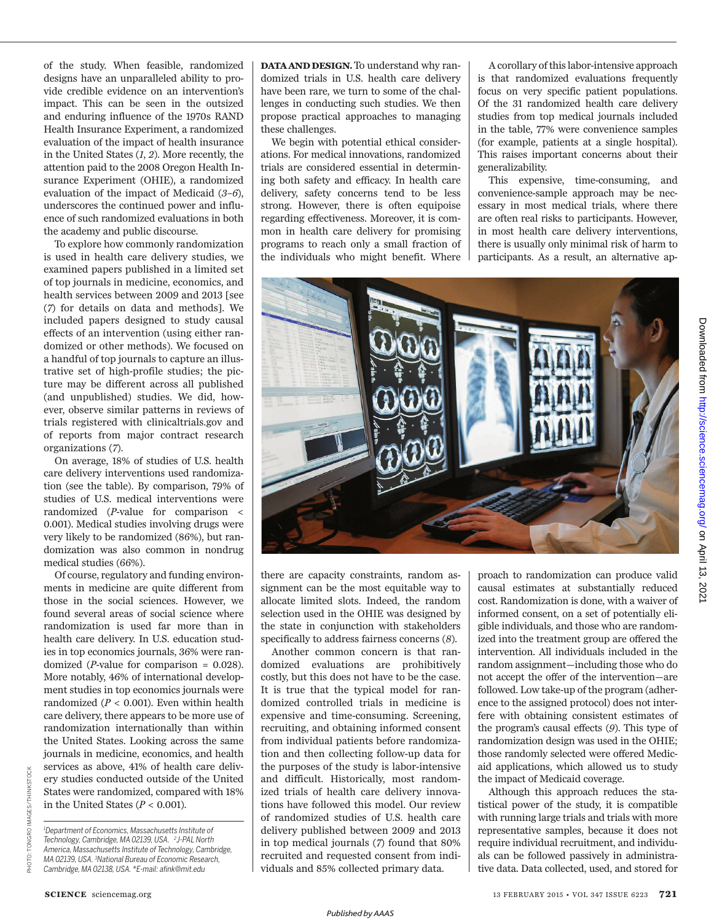of the study. When feasible, randomized designs have an unparalleled ability to provide credible evidence on an intervention's impact. This can be seen in the outsized and enduring influence of the 1970s RAND Health Insurance Experiment, a randomized evaluation of the impact of health insurance in the United States (*1*, *2*). More recently, the attention paid to the 2008 Oregon Health Insurance Experiment (OHIE), a randomized evaluation of the impact of Medicaid (*3*–*6*), underscores the continued power and influence of such randomized evaluations in both the academy and public discourse.

To explore how commonly randomization is used in health care delivery studies, we examined papers published in a limited set of top journals in medicine, economics, and health services between 2009 and 2013 [see (*7*) for details on data and methods]. We included papers designed to study causal effects of an intervention (using either randomized or other methods). We focused on a handful of top journals to capture an illustrative set of high-profile studies; the picture may be different across all published (and unpublished) studies. We did, however, observe similar patterns in reviews of trials registered with clinicaltrials.gov and of reports from major contract research organizations (*7*).

On average, 18% of studies of U.S. health care delivery interventions used randomization (see the table). By comparison, 79% of studies of U.S. medical interventions were randomized ($P$-value for comparison < 0.001). Medical studies involving drugs were very likely to be randomized (86%), but randomization was also common in nondrug medical studies (66%).

Of course, regulatory and funding environments in medicine are quite different from those in the social sciences. However, we found several areas of social science where randomization is used far more than in health care delivery. In U.S. education studies in top economics journals, 36% were randomized ($P$-value for comparison = 0.028). More notably, 46% of international development studies in top economics journals were randomized ($P$ < 0.001). Even within health care delivery, there appears to be more use of randomization internationally than within the United States. Looking across the same journals in medicine, economics, and health services as above, 41% of health care delivery studies conducted outside of the United States were randomized, compared with 18% in the United States ($P$ < 0.001).

**DATA AND DESIGN.** To understand why randomized trials in U.S. health care delivery have been rare, we turn to some of the challenges in conducting such studies. We then propose practical approaches to managing these challenges.

We begin with potential ethical considerations. For medical innovations, randomized trials are considered essential in determining both safety and efficacy. In health care delivery, safety concerns tend to be less strong. However, there is often equipoise regarding effectiveness. Moreover, it is common in health care delivery for promising programs to reach only a small fraction of the individuals who might benefit. Where there are capacity constraints, random assignment can be the most equitable way to allocate limited slots. Indeed, the random selection used in the OHIE was designed by the state in conjunction with stakeholders specifically to address fairness concerns (*8*).

Another common concern is that randomized evaluations are prohibitively costly, but this does not have to be the case. It is true that the typical model for randomized controlled trials in medicine is expensive and time-consuming. Screening, recruiting, and obtaining informed consent from individual patients before randomization and then collecting follow-up data for the purposes of the study is labor-intensive and difficult. Historically, most randomized trials of health care delivery innovations have followed this model. Our review of randomized studies of U.S. health care delivery published between 2009 and 2013 in top medical journals (*7*) found that 80% recruited and requested consent from individuals and 85% collected primary data.

A corollary of this labor-intensive approach is that randomized evaluations frequently focus on very specific patient populations. Of the 31 randomized health care delivery studies from top medical journals included in the table, 77% were convenience samples (for example, patients at a single hospital). This raises important concerns about their generalizability.

This expensive, time-consuming, and convenience-sample approach may be necessary in most medical trials, where there are often real risks to participants. However, in most health care delivery interventions, there is usually only minimal risk of harm to participants. As a result, an alternative approach to randomization can produce valid causal estimates at substantially reduced cost. Randomization is done, with a waiver of informed consent, on a set of potentially eligible individuals, and those who are randomized into the treatment group are offered the intervention. All individuals included in the random assignment—including those who do not accept the offer of the intervention—are followed. Low take-up of the program (adherence to the assigned protocol) does not interfere with obtaining consistent estimates of the program's causal effects (*9*). This type of randomization design was used in the OHIE; those randomly selected were offered Medicaid applications, which allowed us to study the impact of Medicaid coverage.

Although this approach reduces the statistical power of the study, it is compatible with running large trials and trials with more representative samples, because it does not require individual recruitment, and individuals can be followed passively in administrative data. Data collected, used, and stored for

PHOTO: TONGRO IMAGES/THINKSTOCK

[1]Department of Economics, Massachusetts Institute of Technology, Cambridge, MA 02139, USA. [2]J-PAL North America, Massachusetts Institute of Technology, Cambridge, MA 02139, USA. [3]National Bureau of Economic Research, Cambridge, MA 02138, USA. *E-mail: afink@mit.edu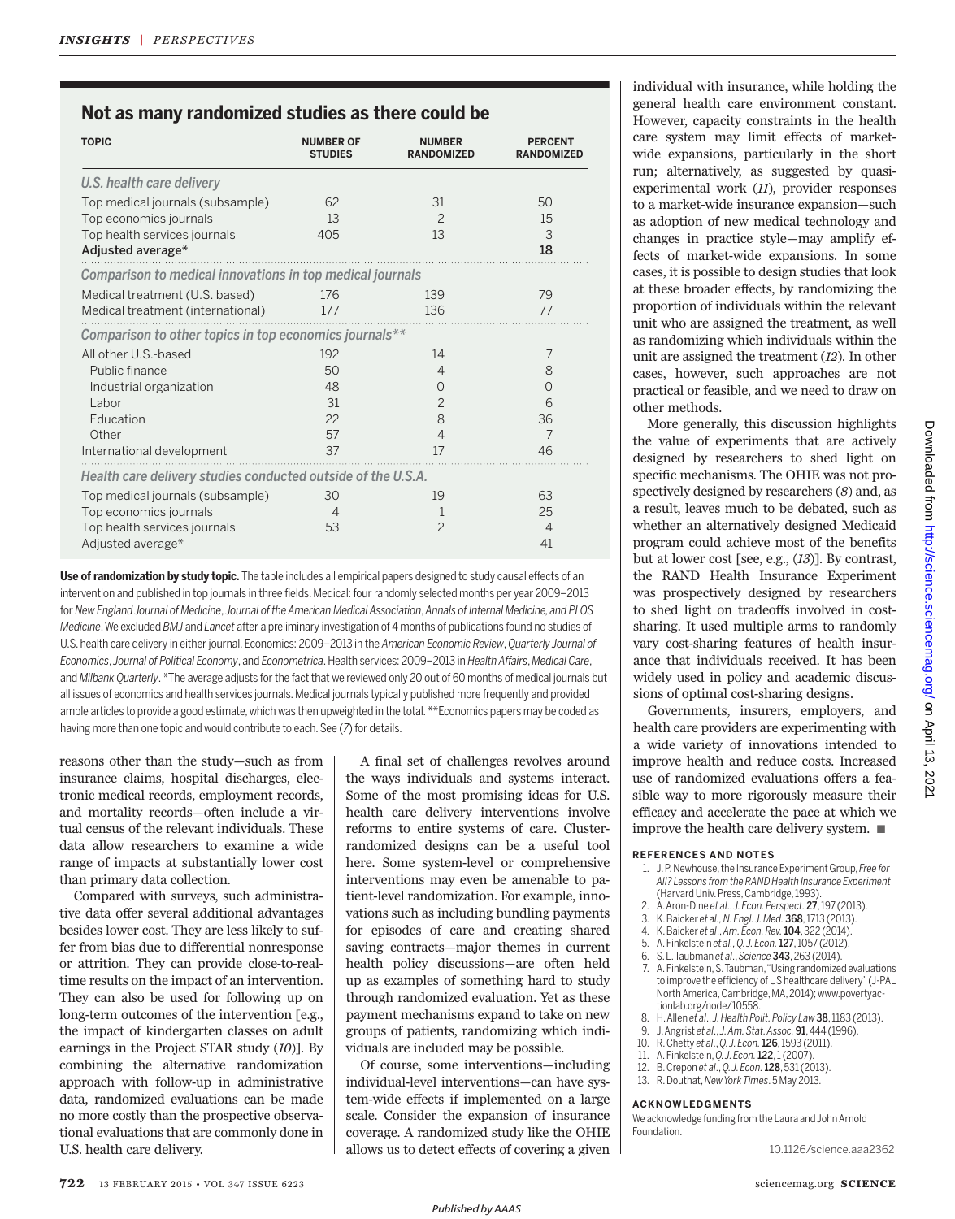## Not as many randomized studies as there could be

| TOPIC | NUMBER OF STUDIES | NUMBER RANDOMIZED | PERCENT RANDOMIZED |
|---|---|---|---|
| *U.S. health care delivery* | | | |
| Top medical journals (subsample) | 62 | 31 | 50 |
| Top economics journals | 13 | 2 | 15 |
| Top health services journals | 405 | 13 | 3 |
| **Adjusted average*** | | | **18** |
| *Comparison to medical innovations in top medical journals* | | | |
| Medical treatment (U.S. based) | 176 | 139 | 79 |
| Medical treatment (international) | 177 | 136 | 77 |
| *Comparison to other topics in top economics journals*** | | | |
| All other U.S.-based | 192 | 14 | 7 |
| Public finance | 50 | 4 | 8 |
| Industrial organization | 48 | 0 | 0 |
| Labor | 31 | 2 | 6 |
| Education | 22 | 8 | 36 |
| Other | 57 | 4 | 7 |
| International development | 37 | 17 | 46 |
| *Health care delivery studies conducted outside of the U.S.A.* | | | |
| Top medical journals (subsample) | 30 | 19 | 63 |
| Top economics journals | 4 | 1 | 25 |
| Top health services journals | 53 | 2 | 4 |
| Adjusted average* | | | 41 |

**Use of randomization by study topic.** The table includes all empirical papers designed to study causal effects of an intervention and published in top journals in three fields. Medical: four randomly selected months per year 2009–2013 for *New England Journal of Medicine*, *Journal of the American Medical Association*, *Annals of Internal Medicine, and PLOS Medicine*. We excluded *BMJ* and *Lancet* after a preliminary investigation of 4 months of publications found no studies of U.S. health care delivery in either journal. Economics: 2009–2013 in the *American Economic Review*, *Quarterly Journal of Economics*, *Journal of Political Economy*, and *Econometrica*. Health services: 2009–2013 in *Health Affairs*, *Medical Care*, and *Milbank Quarterly*. *The average adjusts for the fact that we reviewed only 20 out of 60 months of medical journals but all issues of economics and health services journals. Medical journals typically published more frequently and provided ample articles to provide a good estimate, which was then upweighted in the total. **Economics papers may be coded as having more than one topic and would contribute to each. See (*7*) for details.

reasons other than the study—such as from insurance claims, hospital discharges, electronic medical records, employment records, and mortality records—often include a virtual census of the relevant individuals. These data allow researchers to examine a wide range of impacts at substantially lower cost than primary data collection.

Compared with surveys, such administrative data offer several additional advantages besides lower cost. They are less likely to suffer from bias due to differential nonresponse or attrition. They can provide close-to-real-time results on the impact of an intervention. They can also be used for following up on long-term outcomes of the intervention [e.g., the impact of kindergarten classes on adult earnings in the Project STAR study (*10*)]. By combining the alternative randomization approach with follow-up in administrative data, randomized evaluations can be made no more costly than the prospective observational evaluations that are commonly done in U.S. health care delivery.

A final set of challenges revolves around the ways individuals and systems interact. Some of the most promising ideas for U.S. health care delivery interventions involve reforms to entire systems of care. Cluster-randomized designs can be a useful tool here. Some system-level or comprehensive interventions may even be amenable to patient-level randomization. For example, innovations such as including bundling payments for episodes of care and creating shared saving contracts—major themes in current health policy discussions—are often held up as examples of something hard to study through randomized evaluation. Yet as these payment mechanisms expand to take on new groups of patients, randomizing which individuals are included may be possible.

Of course, some interventions—including individual-level interventions—can have system-wide effects if implemented on a large scale. Consider the expansion of insurance coverage. A randomized study like the OHIE allows us to detect effects of covering a given individual with insurance, while holding the general health care environment constant. However, capacity constraints in the health care system may limit effects of market-wide expansions, particularly in the short run; alternatively, as suggested by quasi-experimental work (*11*), provider responses to a market-wide insurance expansion—such as adoption of new medical technology and changes in practice style—may amplify effects of market-wide expansions. In some cases, it is possible to design studies that look at these broader effects, by randomizing the proportion of individuals within the relevant unit who are assigned the treatment, as well as randomizing which individuals within the unit are assigned the treatment (*12*). In other cases, however, such approaches are not practical or feasible, and we need to draw on other methods.

More generally, this discussion highlights the value of experiments that are actively designed by researchers to shed light on specific mechanisms. The OHIE was not prospectively designed by researchers (*8*) and, as a result, leaves much to be debated, such as whether an alternatively designed Medicaid program could achieve most of the benefits but at lower cost [see, e.g., (*13*)]. By contrast, the RAND Health Insurance Experiment was prospectively designed by researchers to shed light on tradeoffs involved in cost-sharing. It used multiple arms to randomly vary cost-sharing features of health insurance that individuals received. It has been widely used in policy and academic discussions of optimal cost-sharing designs.

Governments, insurers, employers, and health care providers are experimenting with a wide variety of innovations intended to improve health and reduce costs. Increased use of randomized evaluations offers a feasible way to more rigorously measure their efficacy and accelerate the pace at which we improve the health care delivery system. ■

### REFERENCES AND NOTES

1. J. P. Newhouse, the Insurance Experiment Group, *Free for All? Lessons from the RAND Health Insurance Experiment* (Harvard Univ. Press, Cambridge, 1993).
2. A. Aron-Dine *et al*., *J. Econ. Perspect.* **27**, 197 (2013).
3. K. Baicker *et al*., *N. Engl. J. Med.* **368**, 1713 (2013).
4. K. Baicker *et al*., *Am. Econ. Rev.* **104**, 322 (2014).
5. A. Finkelstein *et al*., *Q. J. Econ.* **127**, 1057 (2012).
6. S. L. Taubman *et al*., *Science* **343**, 263 (2014).
7. A. Finkelstein, S. Taubman, "Using randomized evaluations to improve the efficiency of US healthcare delivery" (J-PAL North America, Cambridge, MA, 2014); www.povertyactionlab.org/node/10558.
8. H. Allen *et al*., *J. Health Polit. Policy Law* **38**, 1183 (2013).
9. J. Angrist *et al*., *J. Am. Stat. Assoc.* **91**, 444 (1996).
10. R. Chetty *et al*., *Q. J. Econ.* **126**, 1593 (2011).
11. A. Finkelstein, *Q. J. Econ.* **122**, 1 (2007).
12. B. Crepon *et al*., *Q. J. Econ.* **128**, 531 (2013).
13. R. Douthat, *New York Times*. 5 May 2013.

### ACKNOWLEDGMENTS

We acknowledge funding from the Laura and John Arnold Foundation.

10.1126/science.aaa2362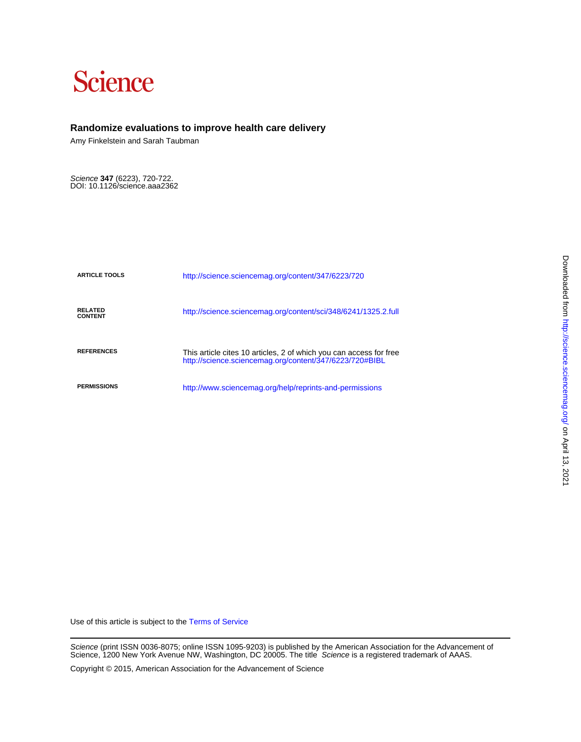# Science

## Randomize evaluations to improve health care delivery

Amy Finkelstein and Sarah Taubman

*Science* **347** (6223), 720-722.
DOI: 10.1126/science.aaa2362

**ARTICLE TOOLS** http://science.sciencemag.org/content/347/6223/720

**RELATED CONTENT** http://science.sciencemag.org/content/sci/348/6241/1325.2.full

**REFERENCES** This article cites 10 articles, 2 of which you can access for free
http://science.sciencemag.org/content/347/6223/720#BIBL

**PERMISSIONS** http://www.sciencemag.org/help/reprints-and-permissions

Use of this article is subject to the Terms of Service

*Science* (print ISSN 0036-8075; online ISSN 1095-9203) is published by the American Association for the Advancement of Science, 1200 New York Avenue NW, Washington, DC 20005. The title *Science* is a registered trademark of AAAS.

Copyright © 2015, American Association for the Advancement of Science

Downloaded from http://science.sciencemag.org/ on April 13, 2021